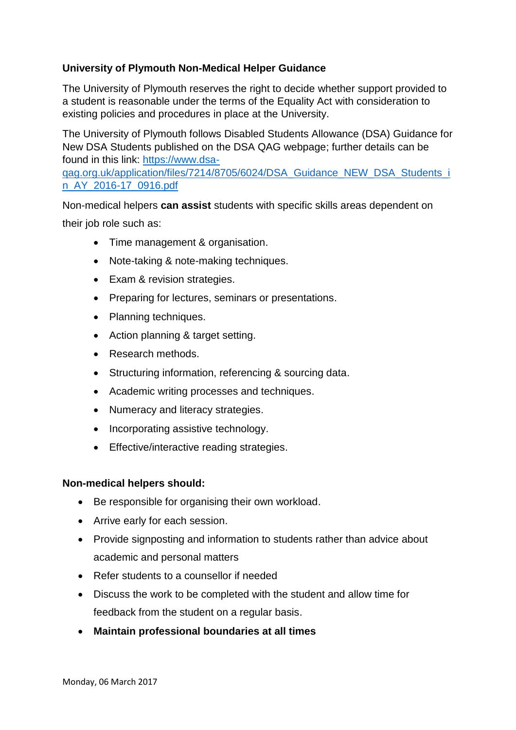**University of Plymouth Non-Medical Helper Guidance**

The University of Plymouth reserves the right to decide whether support provided to a student is reasonable under the terms of the Equality Act with consideration to existing policies and procedures in place at the University.

The University of Plymouth follows Disabled Students Allowance (DSA) Guidance for New DSA Students published on the DSA QAG webpage; further details can be found in this link: [https://www.dsa-qag.org.uk/application/files/7214/8705/6024/DSA_Guidance_NEW_DSA_Students_in_AY_2016-17_0916.pdf](https://www.dsa-qag.org.uk/application/files/7214/8705/6024/DSA_Guidance_NEW_DSA_Students_in_AY_2016-17_0916.pdf)

Non-medical helpers **can assist** students with specific skills areas dependent on their job role such as:

- Time management & organisation.
- Note-taking & note-making techniques.
- Exam & revision strategies.
- Preparing for lectures, seminars or presentations.
- Planning techniques.
- Action planning & target setting.
- Research methods.
- Structuring information, referencing & sourcing data.
- Academic writing processes and techniques.
- Numeracy and literacy strategies.
- Incorporating assistive technology.
- Effective/interactive reading strategies.

**Non-medical helpers should:**

- Be responsible for organising their own workload.
- Arrive early for each session.
- Provide signposting and information to students rather than advice about academic and personal matters
- Refer students to a counsellor if needed
- Discuss the work to be completed with the student and allow time for feedback from the student on a regular basis.
- **Maintain professional boundaries at all times**

Monday, 06 March 2017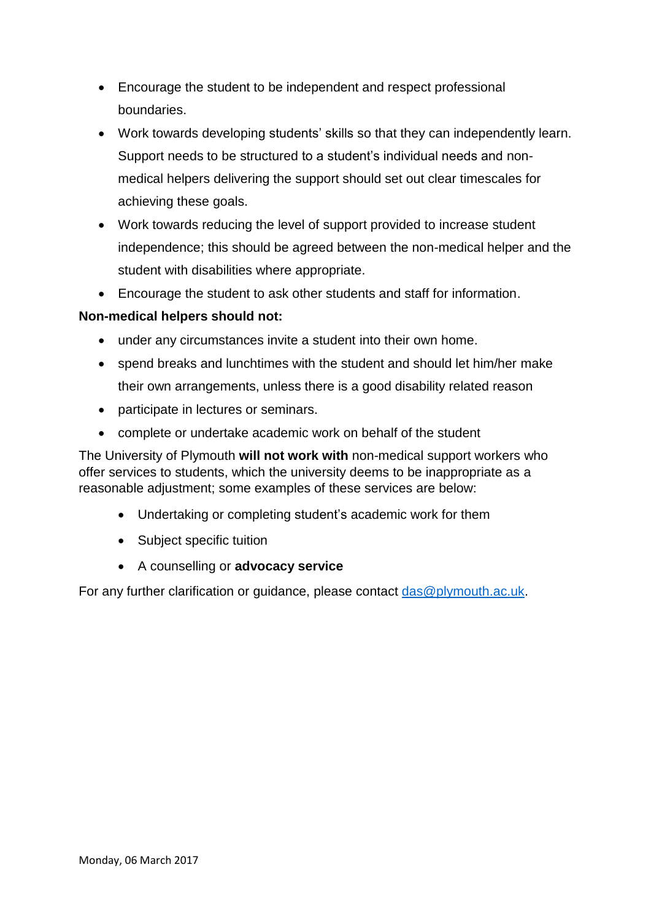- Encourage the student to be independent and respect professional boundaries.
- Work towards developing students' skills so that they can independently learn. Support needs to be structured to a student's individual needs and non-medical helpers delivering the support should set out clear timescales for achieving these goals.
- Work towards reducing the level of support provided to increase student independence; this should be agreed between the non-medical helper and the student with disabilities where appropriate.
- Encourage the student to ask other students and staff for information.

**Non-medical helpers should not:**

- under any circumstances invite a student into their own home.
- spend breaks and lunchtimes with the student and should let him/her make their own arrangements, unless there is a good disability related reason
- participate in lectures or seminars.
- complete or undertake academic work on behalf of the student

The University of Plymouth **will not work with** non-medical support workers who offer services to students, which the university deems to be inappropriate as a reasonable adjustment; some examples of these services are below:

- Undertaking or completing student's academic work for them
- Subject specific tuition
- A counselling or **advocacy service**

For any further clarification or guidance, please contact das@plymouth.ac.uk.

Monday, 06 March 2017